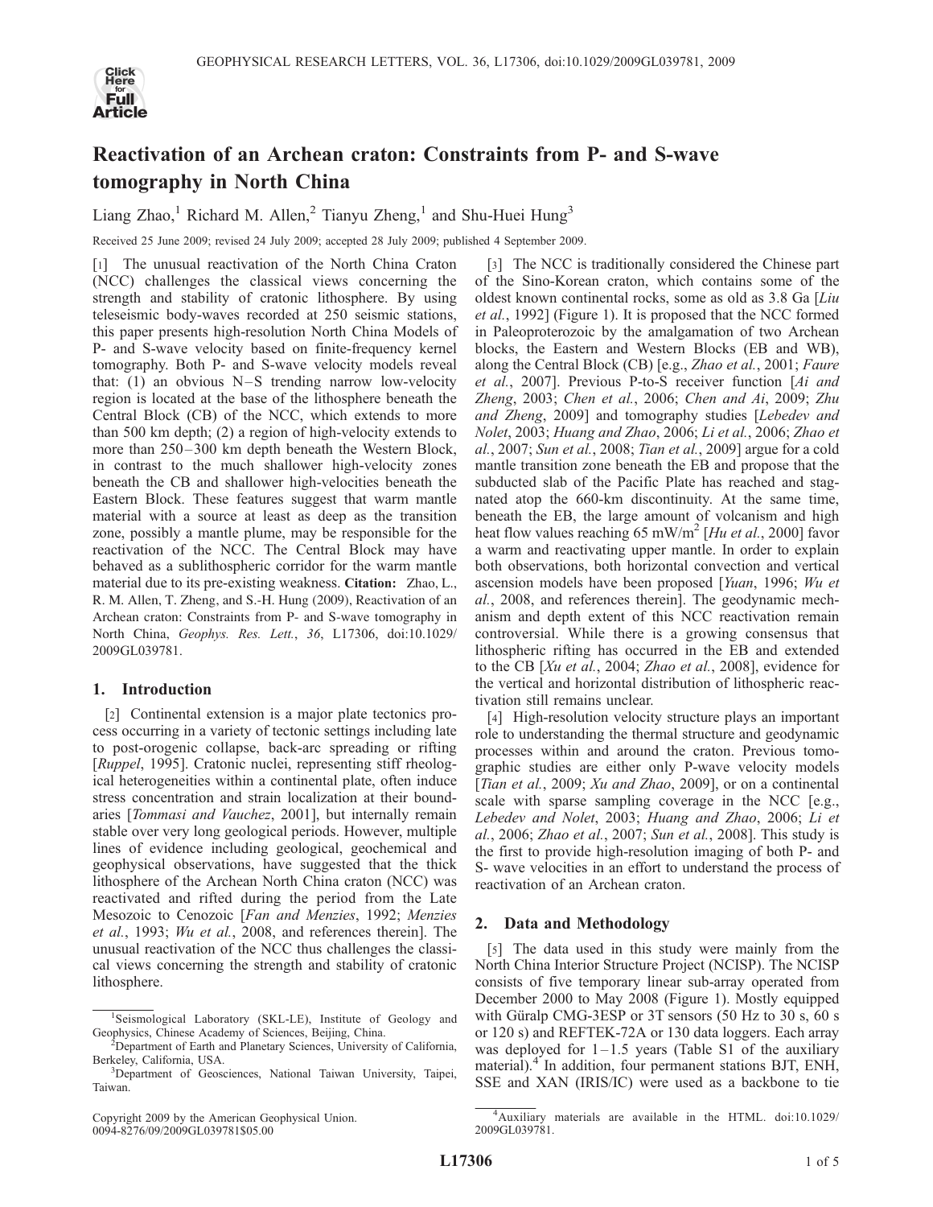# Reactivation of an Archean craton: Constraints from P- and S-wave tomography in North China

Liang Zhao,[1] Richard M. Allen,[2] Tianyu Zheng,[1] and Shu-Huei Hung[3]

Received 25 June 2009; revised 24 July 2009; accepted 28 July 2009; published 4 September 2009.

[1] The unusual reactivation of the North China Craton (NCC) challenges the classical views concerning the strength and stability of cratonic lithosphere. By using teleseismic body-waves recorded at 250 seismic stations, this paper presents high-resolution North China Models of P- and S-wave velocity based on finite-frequency kernel tomography. Both P- and S-wave velocity models reveal that: (1) an obvious N–S trending narrow low-velocity region is located at the base of the lithosphere beneath the Central Block (CB) of the NCC, which extends to more than 500 km depth; (2) a region of high-velocity extends to more than 250–300 km depth beneath the Western Block, in contrast to the much shallower high-velocity zones beneath the CB and shallower high-velocities beneath the Eastern Block. These features suggest that warm mantle material with a source at least as deep as the transition zone, possibly a mantle plume, may be responsible for the reactivation of the NCC. The Central Block may have behaved as a sublithospheric corridor for the warm mantle material due to its pre-existing weakness. **Citation:** Zhao, L., R. M. Allen, T. Zheng, and S.-H. Hung (2009), Reactivation of an Archean craton: Constraints from P- and S-wave tomography in North China, *Geophys. Res. Lett.*, *36*, L17306, doi:10.1029/2009GL039781.

## 1. Introduction

[2] Continental extension is a major plate tectonics process occurring in a variety of tectonic settings including late to post-orogenic collapse, back-arc spreading or rifting [*Ruppel*, 1995]. Cratonic nuclei, representing stiff rheological heterogeneities within a continental plate, often induce stress concentration and strain localization at their boundaries [*Tommasi and Vauchez*, 2001], but internally remain stable over very long geological periods. However, multiple lines of evidence including geological, geochemical and geophysical observations, have suggested that the thick lithosphere of the Archean North China craton (NCC) was reactivated and rifted during the period from the Late Mesozoic to Cenozoic [*Fan and Menzies*, 1992; *Menzies et al.*, 1993; *Wu et al.*, 2008, and references therein]. The unusual reactivation of the NCC thus challenges the classical views concerning the strength and stability of cratonic lithosphere.

[3] The NCC is traditionally considered the Chinese part of the Sino-Korean craton, which contains some of the oldest known continental rocks, some as old as 3.8 Ga [*Liu et al.*, 1992] (Figure 1). It is proposed that the NCC formed in Paleoproterozoic by the amalgamation of two Archean blocks, the Eastern and Western Blocks (EB and WB), along the Central Block (CB) [e.g., *Zhao et al.*, 2001; *Faure et al.*, 2007]. Previous P-to-S receiver function [*Ai and Zheng*, 2003; *Chen et al.*, 2006; *Chen and Ai*, 2009; *Zhu and Zheng*, 2009] and tomography studies [*Lebedev and Nolet*, 2003; *Huang and Zhao*, 2006; *Li et al.*, 2006; *Zhao et al.*, 2007; *Sun et al.*, 2008; *Tian et al.*, 2009] argue for a cold mantle transition zone beneath the EB and propose that the subducted slab of the Pacific Plate has reached and stagnated atop the 660-km discontinuity. At the same time, beneath the EB, the large amount of volcanism and high heat flow values reaching 65 mW/m$^2$ [*Hu et al.*, 2000] favor a warm and reactivating upper mantle. In order to explain both observations, both horizontal convection and vertical ascension models have been proposed [*Yuan*, 1996; *Wu et al.*, 2008, and references therein]. The geodynamic mechanism and depth extent of this NCC reactivation remain controversial. While there is a growing consensus that lithospheric rifting has occurred in the EB and extended to the CB [*Xu et al.*, 2004; *Zhao et al.*, 2008], evidence for the vertical and horizontal distribution of lithospheric reactivation still remains unclear.

[4] High-resolution velocity structure plays an important role to understanding the thermal structure and geodynamic processes within and around the craton. Previous tomographic studies are either only P-wave velocity models [*Tian et al.*, 2009; *Xu and Zhao*, 2009], or on a continental scale with sparse sampling coverage in the NCC [e.g., *Lebedev and Nolet*, 2003; *Huang and Zhao*, 2006; *Li et al.*, 2006; *Zhao et al.*, 2007; *Sun et al.*, 2008]. This study is the first to provide high-resolution imaging of both P- and S- wave velocities in an effort to understand the process of reactivation of an Archean craton.

## 2. Data and Methodology

[5] The data used in this study were mainly from the North China Interior Structure Project (NCISP). The NCISP consists of five temporary linear sub-array operated from December 2000 to May 2008 (Figure 1). Mostly equipped with Güralp CMG-3ESP or 3T sensors (50 Hz to 30 s, 60 s or 120 s) and REFTEK-72A or 130 data loggers. Each array was deployed for 1–1.5 years (Table S1 of the auxiliary material).[4] In addition, four permanent stations BJT, ENH, SSE and XAN (IRIS/IC) were used as a backbone to tie

---

[1] Seismological Laboratory (SKL-LE), Institute of Geology and Geophysics, Chinese Academy of Sciences, Beijing, China.

[2] Department of Earth and Planetary Sciences, University of California, Berkeley, California, USA.

[3] Department of Geosciences, National Taiwan University, Taipei, Taiwan.

Copyright 2009 by the American Geophysical Union.
0094-8276/09/2009GL039781$05.00

[4] Auxiliary materials are available in the HTML. doi:10.1029/2009GL039781.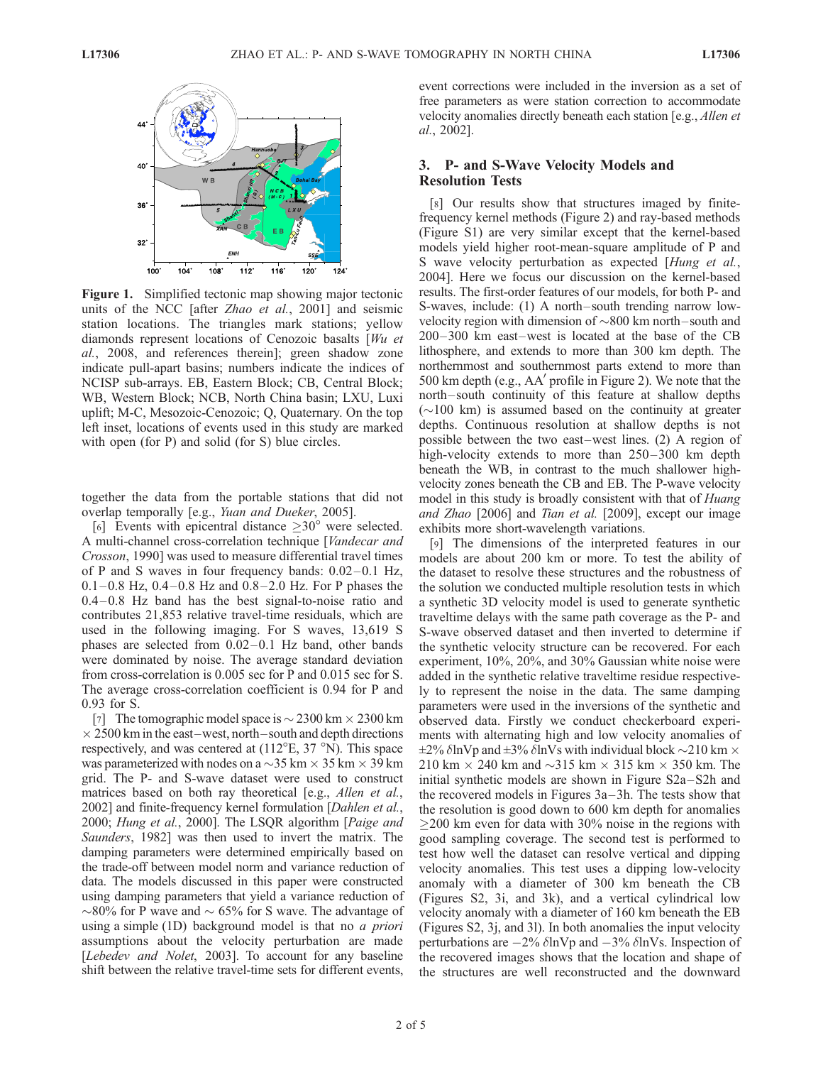**Figure 1.** Simplified tectonic map showing major tectonic units of the NCC [after *Zhao et al.*, 2001] and seismic station locations. The triangles mark stations; yellow diamonds represent locations of Cenozoic basalts [*Wu et al.*, 2008, and references therein]; green shadow zone indicate pull-apart basins; numbers indicate the indices of NCISP sub-arrays. EB, Eastern Block; CB, Central Block; WB, Western Block; NCB, North China basin; LXU, Luxi uplift; M-C, Mesozoic-Cenozoic; Q, Quaternary. On the top left inset, locations of events used in this study are marked with open (for P) and solid (for S) blue circles.

together the data from the portable stations that did not overlap temporally [e.g., *Yuan and Dueker*, 2005].

[6] Events with epicentral distance ≥30° were selected. A multi-channel cross-correlation technique [*Vandecar and Crosson*, 1990] was used to measure differential travel times of P and S waves in four frequency bands: 0.02–0.1 Hz, 0.1–0.8 Hz, 0.4–0.8 Hz and 0.8–2.0 Hz. For P phases the 0.4–0.8 Hz band has the best signal-to-noise ratio and contributes 21,853 relative travel-time residuals, which are used in the following imaging. For S waves, 13,619 S phases are selected from 0.02–0.1 Hz band, other bands were dominated by noise. The average standard deviation from cross-correlation is 0.005 sec for P and 0.015 sec for S. The average cross-correlation coefficient is 0.94 for P and 0.93 for S.

[7] The tomographic model space is ~ 2300 km × 2300 km × 2500 km in the east–west, north–south and depth directions respectively, and was centered at (112°E, 37 °N). This space was parameterized with nodes on a ~35 km × 35 km × 39 km grid. The P- and S-wave dataset were used to construct matrices based on both ray theoretical [e.g., *Allen et al.*, 2002] and finite-frequency kernel formulation [*Dahlen et al.*, 2000; *Hung et al.*, 2000]. The LSQR algorithm [*Paige and Saunders*, 1982] was then used to invert the matrix. The damping parameters were determined empirically based on the trade-off between model norm and variance reduction of data. The models discussed in this paper were constructed using damping parameters that yield a variance reduction of ~80% for P wave and ~ 65% for S wave. The advantage of using a simple (1D) background model is that no *a priori* assumptions about the velocity perturbation are made [*Lebedev and Nolet*, 2003]. To account for any baseline shift between the relative travel-time sets for different events, event corrections were included in the inversion as a set of free parameters as were station correction to accommodate velocity anomalies directly beneath each station [e.g., *Allen et al.*, 2002].

## 3. P- and S-Wave Velocity Models and Resolution Tests

[8] Our results show that structures imaged by finite-frequency kernel methods (Figure 2) and ray-based methods (Figure S1) are very similar except that the kernel-based models yield higher root-mean-square amplitude of P and S wave velocity perturbation as expected [*Hung et al.*, 2004]. Here we focus our discussion on the kernel-based results. The first-order features of our models, for both P- and S-waves, include: (1) A north–south trending narrow low-velocity region with dimension of ~800 km north–south and 200–300 km east–west is located at the base of the CB lithosphere, and extends to more than 300 km depth. The northernmost and southernmost parts extend to more than 500 km depth (e.g., AA′ profile in Figure 2). We note that the north–south continuity of this feature at shallow depths (~100 km) is assumed based on the continuity at greater depths. Continuous resolution at shallow depths is not possible between the two east–west lines. (2) A region of high-velocity extends to more than 250–300 km depth beneath the WB, in contrast to the much shallower high-velocity zones beneath the CB and EB. The P-wave velocity model in this study is broadly consistent with that of *Huang and Zhao* [2006] and *Tian et al.* [2009], except our image exhibits more short-wavelength variations.

[9] The dimensions of the interpreted features in our models are about 200 km or more. To test the ability of the dataset to resolve these structures and the robustness of the solution we conducted multiple resolution tests in which a synthetic 3D velocity model is used to generate synthetic traveltime delays with the same path coverage as the P- and S-wave observed dataset and then inverted to determine if the synthetic velocity structure can be recovered. For each experiment, 10%, 20%, and 30% Gaussian white noise were added in the synthetic relative traveltime residue respectively to represent the noise in the data. The same damping parameters were used in the inversions of the synthetic and observed data. Firstly we conduct checkerboard experiments with alternating high and low velocity anomalies of ±2% $\delta$lnVp and ±3% $\delta$lnVs with individual block ~210 km × 210 km × 240 km and ~315 km × 315 km × 350 km. The initial synthetic models are shown in Figure S2a–S2h and the recovered models in Figures 3a–3h. The tests show that the resolution is good down to 600 km depth for anomalies ≥200 km even for data with 30% noise in the regions with good sampling coverage. The second test is performed to test how well the dataset can resolve vertical and dipping velocity anomalies. This test uses a dipping low-velocity anomaly with a diameter of 300 km beneath the CB (Figures S2, 3i, and 3k), and a vertical cylindrical low velocity anomaly with a diameter of 160 km beneath the EB (Figures S2, 3j, and 3l). In both anomalies the input velocity perturbations are −2% $\delta$lnVp and −3% $\delta$lnVs. Inspection of the recovered images shows that the location and shape of the structures are well reconstructed and the downward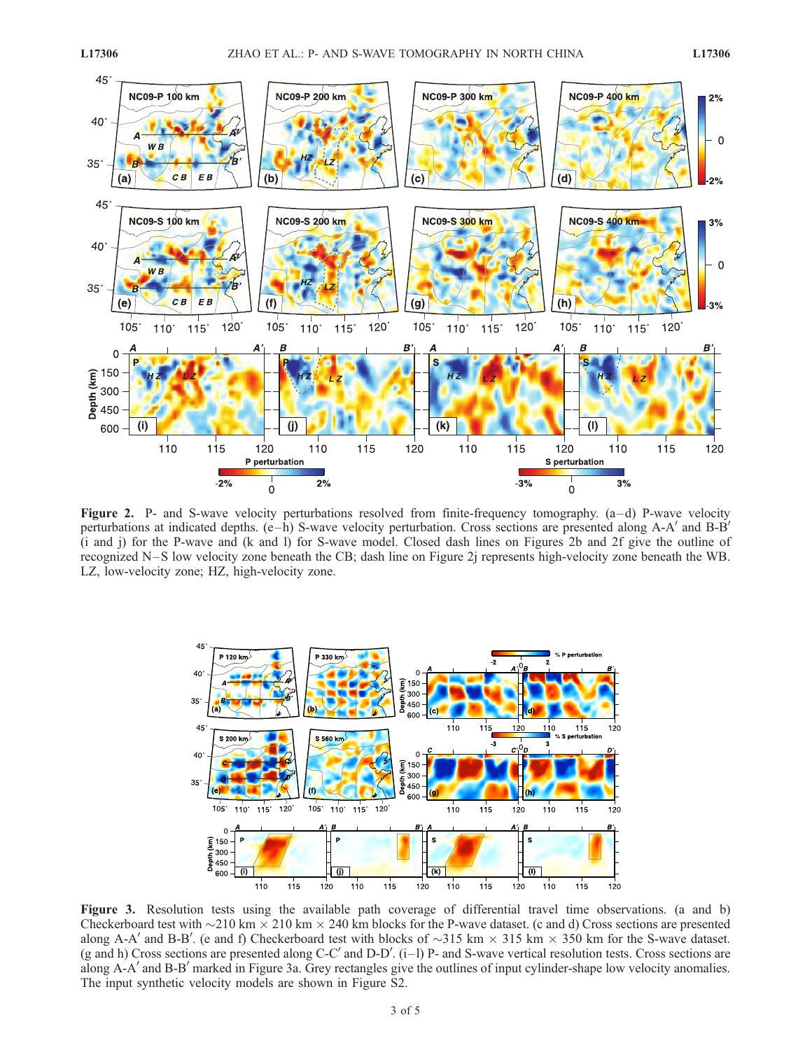**Figure 2.** P- and S-wave velocity perturbations resolved from finite-frequency tomography. (a–d) P-wave velocity perturbations at indicated depths. (e–h) S-wave velocity perturbation. Cross sections are presented along A-A′ and B-B′ (i and j) for the P-wave and (k and l) for S-wave model. Closed dash lines on Figures 2b and 2f give the outline of recognized N–S low velocity zone beneath the CB; dash line on Figure 2j represents high-velocity zone beneath the WB. LZ, low-velocity zone; HZ, high-velocity zone.

**Figure 3.** Resolution tests using the available path coverage of differential travel time observations. (a and b) Checkerboard test with ~210 km × 210 km × 240 km blocks for the P-wave dataset. (c and d) Cross sections are presented along A-A′ and B-B′. (e and f) Checkerboard test with blocks of ~315 km × 315 km × 350 km for the S-wave dataset. (g and h) Cross sections are presented along C-C′ and D-D′. (i–l) P- and S-wave vertical resolution tests. Cross sections are along A-A′ and B-B′ marked in Figure 3a. Grey rectangles give the outlines of input cylinder-shape low velocity anomalies. The input synthetic velocity models are shown in Figure S2.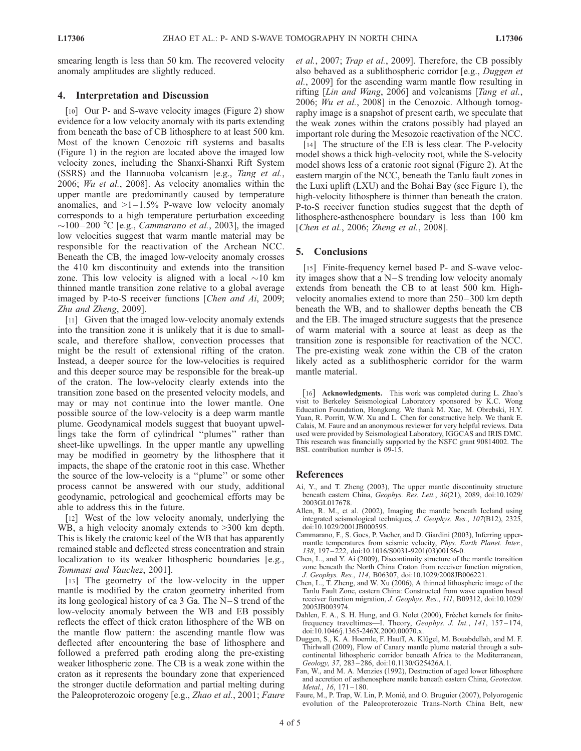smearing length is less than 50 km. The recovered velocity anomaly amplitudes are slightly reduced.

## 4. Interpretation and Discussion

[10] Our P- and S-wave velocity images (Figure 2) show evidence for a low velocity anomaly with its parts extending from beneath the base of CB lithosphere to at least 500 km. Most of the known Cenozoic rift systems and basalts (Figure 1) in the region are located above the imaged low velocity zones, including the Shanxi-Shanxi Rift System (SSRS) and the Hannuoba volcanism [e.g., *Tang et al.*, 2006; *Wu et al.*, 2008]. As velocity anomalies within the upper mantle are predominantly caused by temperature anomalies, and >1–1.5% P-wave low velocity anomaly corresponds to a high temperature perturbation exceeding ~100–200 °C [e.g., *Cammarano et al.*, 2003], the imaged low velocities suggest that warm mantle material may be responsible for the reactivation of the Archean NCC. Beneath the CB, the imaged low-velocity anomaly crosses the 410 km discontinuity and extends into the transition zone. This low velocity is aligned with a local ~10 km thinned mantle transition zone relative to a global average imaged by P-to-S receiver functions [*Chen and Ai*, 2009; *Zhu and Zheng*, 2009].

[11] Given that the imaged low-velocity anomaly extends into the transition zone it is unlikely that it is due to small-scale, and therefore shallow, convection processes that might be the result of extensional rifting of the craton. Instead, a deeper source for the low-velocities is required and this deeper source may be responsible for the break-up of the craton. The low-velocity clearly extends into the transition zone based on the presented velocity models, and may or may not continue into the lower mantle. One possible source of the low-velocity is a deep warm mantle plume. Geodynamical models suggest that buoyant upwellings take the form of cylindrical "plumes" rather than sheet-like upwellings. In the upper mantle any upwelling may be modified in geometry by the lithosphere that it impacts, the shape of the cratonic root in this case. Whether the source of the low-velocity is a "plume" or some other process cannot be answered with our study, additional geodynamic, petrological and geochemical efforts may be able to address this in the future.

[12] West of the low velocity anomaly, underlying the WB, a high velocity anomaly extends to >300 km depth. This is likely the cratonic keel of the WB that has apparently remained stable and deflected stress concentration and strain localization to its weaker lithospheric boundaries [e.g., *Tommasi and Vauchez*, 2001].

[13] The geometry of the low-velocity in the upper mantle is modified by the craton geometry inherited from its long geological history of ca 3 Ga. The N–S trend of the low-velocity anomaly between the WB and EB possibly reflects the effect of thick craton lithosphere of the WB on the mantle flow pattern: the ascending mantle flow was deflected after encountering the base of lithosphere and followed a preferred path eroding along the pre-existing weaker lithospheric zone. The CB is a weak zone within the craton as it represents the boundary zone that experienced the stronger ductile deformation and partial melting during the Paleoproterozoic orogeny [e.g., *Zhao et al.*, 2001; *Faure et al.*, 2007; *Trap et al.*, 2009]. Therefore, the CB possibly also behaved as a sublithospheric corridor [e.g., *Duggen et al.*, 2009] for the ascending warm mantle flow resulting in rifting [*Lin and Wang*, 2006] and volcanisms [*Tang et al.*, 2006; *Wu et al.*, 2008] in the Cenozoic. Although tomography image is a snapshot of present earth, we speculate that the weak zones within the cratons possibly had played an important role during the Mesozoic reactivation of the NCC.

[14] The structure of the EB is less clear. The P-velocity model shows a thick high-velocity root, while the S-velocity model shows less of a cratonic root signal (Figure 2). At the eastern margin of the NCC, beneath the Tanlu fault zones in the Luxi uplift (LXU) and the Bohai Bay (see Figure 1), the high-velocity lithosphere is thinner than beneath the craton. P-to-S receiver function studies suggest that the depth of lithosphere-asthenosphere boundary is less than 100 km [*Chen et al.*, 2006; *Zheng et al.*, 2008].

## 5. Conclusions

[15] Finite-frequency kernel based P- and S-wave velocity images show that a N–S trending low velocity anomaly extends from beneath the CB to at least 500 km. High-velocity anomalies extend to more than 250–300 km depth beneath the WB, and to shallower depths beneath the CB and the EB. The imaged structure suggests that the presence of warm material with a source at least as deep as the transition zone is responsible for reactivation of the NCC. The pre-existing weak zone within the CB of the craton likely acted as a sublithospheric corridor for the warm mantle material.

[16] **Acknowledgments.** This work was completed during L. Zhao's visit to Berkeley Seismological Laboratory sponsored by K.C. Wong Education Foundation, Hongkong. We thank M. Xue, M. Obrebski, H.Y. Yuan, R. Porritt, W.W. Xu and L. Chen for constructive help. We thank E. Calais, M. Faure and an anonymous reviewer for very helpful reviews. Data used were provided by Seismological Laboratory, IGGCAS and IRIS DMC. This research was financially supported by the NSFC grant 90814002. The BSL contribution number is 09-15.

## References

Ai, Y., and T. Zheng (2003), The upper mantle discontinuity structure beneath eastern China, *Geophys. Res. Lett.*, *30*(21), 2089, doi:10.1029/2003GL017678.

Allen, R. M., et al. (2002), Imaging the mantle beneath Iceland using integrated seismological techniques, *J. Geophys. Res.*, *107*(B12), 2325, doi:10.1029/2001JB000595.

Cammarano, F., S. Goes, P. Vacher, and D. Giardini (2003), Inferring upper-mantle temperatures from seismic velocity, *Phys. Earth Planet. Inter.*, *138*, 197–222, doi:10.1016/S0031-9201(03)00156-0.

Chen, L., and Y. Ai (2009), Discontinuity structure of the mantle transition zone beneath the North China Craton from receiver function migration, *J. Geophys. Res.*, *114*, B06307, doi:10.1029/2008JB006221.

Chen, L., T. Zheng, and W. Xu (2006), A thinned lithospheric image of the Tanlu Fault Zone, eastern China: Constructed from wave equation based receiver function migration, *J. Geophys. Res.*, *111*, B09312, doi:10.1029/2005JB003974.

Dahlen, F. A., S. H. Hung, and G. Nolet (2000), Fréchet kernels for finite-frequency traveltimes—I. Theory, *Geophys. J. Int.*, *141*, 157–174, doi:10.1046/j.1365-246X.2000.00070.x.

Duggen, S., K. A. Hoernle, F. Hauff, A. Klügel, M. Bouabdellah, and M. F. Thirlwall (2009), Flow of Canary mantle plume material through a subcontinental lithospheric corridor beneath Africa to the Mediterranean, *Geology*, *37*, 283–286, doi:10.1130/G25426A.1.

Fan, W., and M. A. Menzies (1992), Destruction of aged lower lithosphere and accretion of asthenosphere mantle beneath eastern China, *Geotecton. Metal.*, *16*, 171–180.

Faure, M., P. Trap, W. Lin, P. Monié, and O. Bruguier (2007), Polyorogenic evolution of the Paleoproterozoic Trans-North China Belt, new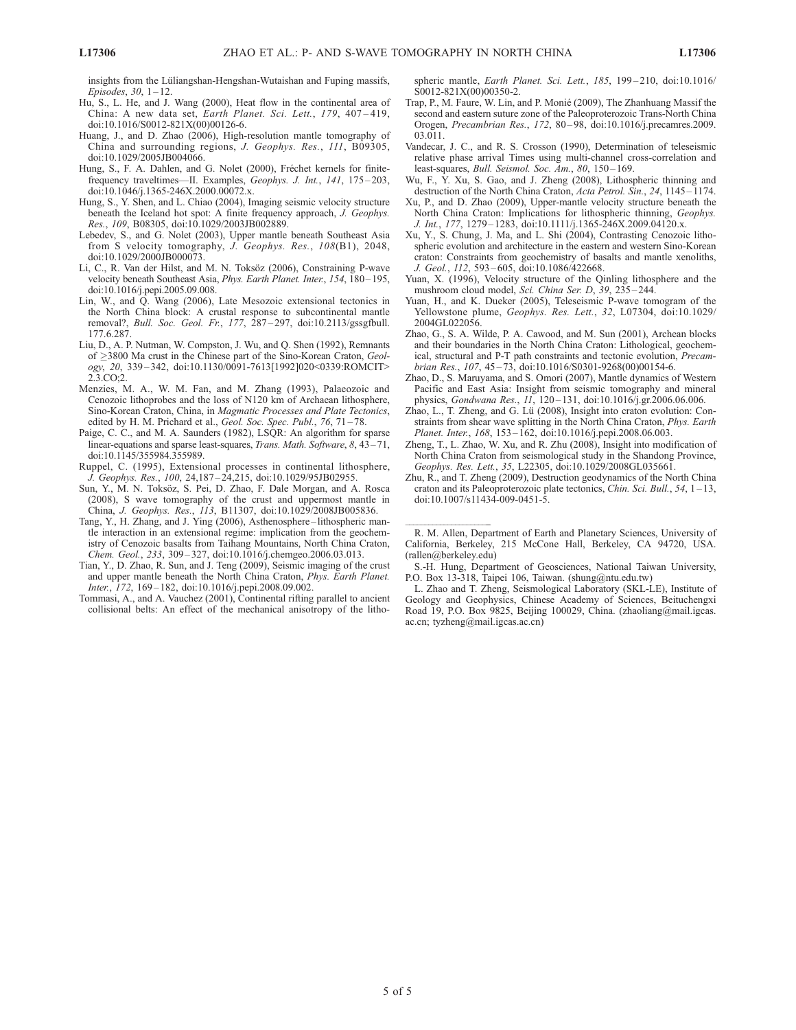insights from the Lüliangshan-Hengshan-Wutaishan and Fuping massifs, *Episodes*, *30*, 1–12.

Hu, S., L. He, and J. Wang (2000), Heat flow in the continental area of China: A new data set, *Earth Planet. Sci. Lett.*, *179*, 407–419, doi:10.1016/S0012-821X(00)00126-6.

Huang, J., and D. Zhao (2006), High-resolution mantle tomography of China and surrounding regions, *J. Geophys. Res.*, *111*, B09305, doi:10.1029/2005JB004066.

Hung, S., F. A. Dahlen, and G. Nolet (2000), Fréchet kernels for finite-frequency traveltimes—II. Examples, *Geophys. J. Int.*, *141*, 175–203, doi:10.1046/j.1365-246X.2000.00072.x.

Hung, S., Y. Shen, and L. Chiao (2004), Imaging seismic velocity structure beneath the Iceland hot spot: A finite frequency approach, *J. Geophys. Res.*, *109*, B08305, doi:10.1029/2003JB002889.

Lebedev, S., and G. Nolet (2003), Upper mantle beneath Southeast Asia from S velocity tomography, *J. Geophys. Res.*, *108*(B1), 2048, doi:10.1029/2000JB000073.

Li, C., R. Van der Hilst, and M. N. Toksöz (2006), Constraining P-wave velocity beneath Southeast Asia, *Phys. Earth Planet. Inter.*, *154*, 180–195, doi:10.1016/j.pepi.2005.09.008.

Lin, W., and Q. Wang (2006), Late Mesozoic extensional tectonics in the North China block: A crustal response to subcontinental mantle removal?, *Bull. Soc. Geol. Fr.*, *177*, 287–297, doi:10.2113/gssgfbull.177.6.287.

Liu, D., A. P. Nutman, W. Compston, J. Wu, and Q. Shen (1992), Remnants of ≥3800 Ma crust in the Chinese part of the Sino-Korean Craton, *Geology*, *20*, 339–342, doi:10.1130/0091-7613[1992]020<0339:ROMCIT>2.3.CO;2.

Menzies, M. A., W. M. Fan, and M. Zhang (1993), Palaeozoic and Cenozoic lithoprobes and the loss of N120 km of Archaean lithosphere, Sino-Korean Craton, China, in *Magmatic Processes and Plate Tectonics*, edited by H. M. Prichard et al., *Geol. Soc. Spec. Publ.*, *76*, 71–78.

Paige, C. C., and M. A. Saunders (1982), LSQR: An algorithm for sparse linear-equations and sparse least-squares, *Trans. Math. Software*, *8*, 43–71, doi:10.1145/355984.355989.

Ruppel, C. (1995), Extensional processes in continental lithosphere, *J. Geophys. Res.*, *100*, 24,187–24,215, doi:10.1029/95JB02955.

Sun, Y., M. N. Toksöz, S. Pei, D. Zhao, F. Dale Morgan, and A. Rosca (2008), S wave tomography of the crust and uppermost mantle in China, *J. Geophys. Res.*, *113*, B11307, doi:10.1029/2008JB005836.

Tang, Y., H. Zhang, and J. Ying (2006), Asthenosphere–lithospheric mantle interaction in an extensional regime: implication from the geochemistry of Cenozoic basalts from Taihang Mountains, North China Craton, *Chem. Geol.*, *233*, 309–327, doi:10.1016/j.chemgeo.2006.03.013.

Tian, Y., D. Zhao, R. Sun, and J. Teng (2009), Seismic imaging of the crust and upper mantle beneath the North China Craton, *Phys. Earth Planet. Inter.*, *172*, 169–182, doi:10.1016/j.pepi.2008.09.002.

Tommasi, A., and A. Vauchez (2001), Continental rifting parallel to ancient collisional belts: An effect of the mechanical anisotropy of the lithospheric mantle, *Earth Planet. Sci. Lett.*, *185*, 199–210, doi:10.1016/S0012-821X(00)00350-2.

Trap, P., M. Faure, W. Lin, and P. Monié (2009), The Zhanhuang Massif the second and eastern suture zone of the Paleoproterozoic Trans-North China Orogen, *Precambrian Res.*, *172*, 80–98, doi:10.1016/j.precamres.2009.03.011.

Vandecar, J. C., and R. S. Crosson (1990), Determination of teleseismic relative phase arrival Times using multi-channel cross-correlation and least-squares, *Bull. Seismol. Soc. Am.*, *80*, 150–169.

Wu, F., Y. Xu, S. Gao, and J. Zheng (2008), Lithospheric thinning and destruction of the North China Craton, *Acta Petrol. Sin.*, *24*, 1145–1174.

Xu, P., and D. Zhao (2009), Upper-mantle velocity structure beneath the North China Craton: Implications for lithospheric thinning, *Geophys. J. Int.*, *177*, 1279–1283, doi:10.1111/j.1365-246X.2009.04120.x.

Xu, Y., S. Chung, J. Ma, and L. Shi (2004), Contrasting Cenozoic lithospheric evolution and architecture in the eastern and western Sino-Korean craton: Constraints from geochemistry of basalts and mantle xenoliths, *J. Geol.*, *112*, 593–605, doi:10.1086/422668.

Yuan, X. (1996), Velocity structure of the Qinling lithosphere and the mushroom cloud model, *Sci. China Ser. D*, *39*, 235–244.

Yuan, H., and K. Dueker (2005), Teleseismic P-wave tomogram of the Yellowstone plume, *Geophys. Res. Lett.*, *32*, L07304, doi:10.1029/2004GL022056.

Zhao, G., S. A. Wilde, P. A. Cawood, and M. Sun (2001), Archean blocks and their boundaries in the North China Craton: Lithological, geochemical, structural and P-T path constraints and tectonic evolution, *Precambrian Res.*, *107*, 45–73, doi:10.1016/S0301-9268(00)00154-6.

Zhao, D., S. Maruyama, and S. Omori (2007), Mantle dynamics of Western Pacific and East Asia: Insight from seismic tomography and mineral physics, *Gondwana Res.*, *11*, 120–131, doi:10.1016/j.gr.2006.06.006.

Zhao, L., T. Zheng, and G. Lü (2008), Insight into craton evolution: Constraints from shear wave splitting in the North China Craton, *Phys. Earth Planet. Inter.*, *168*, 153–162, doi:10.1016/j.pepi.2008.06.003.

Zheng, T., L. Zhao, W. Xu, and R. Zhu (2008), Insight into modification of North China Craton from seismological study in the Shandong Province, *Geophys. Res. Lett.*, *35*, L22305, doi:10.1029/2008GL035661.

Zhu, R., and T. Zheng (2009), Destruction geodynamics of the North China craton and its Paleoproterozoic plate tectonics, *Chin. Sci. Bull.*, *54*, 1–13, doi:10.1007/s11434-009-0451-5.

---

R. M. Allen, Department of Earth and Planetary Sciences, University of California, Berkeley, 215 McCone Hall, Berkeley, CA 94720, USA. (rallen@berkeley.edu)

S.-H. Hung, Department of Geosciences, National Taiwan University, P.O. Box 13-318, Taipei 106, Taiwan. (shung@ntu.edu.tw)

L. Zhao and T. Zheng, Seismological Laboratory (SKL-LE), Institute of Geology and Geophysics, Chinese Academy of Sciences, Beituchengxi Road 19, P.O. Box 9825, Beijing 100029, China. (zhaoliang@mail.igcas.ac.cn; tyzheng@mail.igcas.ac.cn)